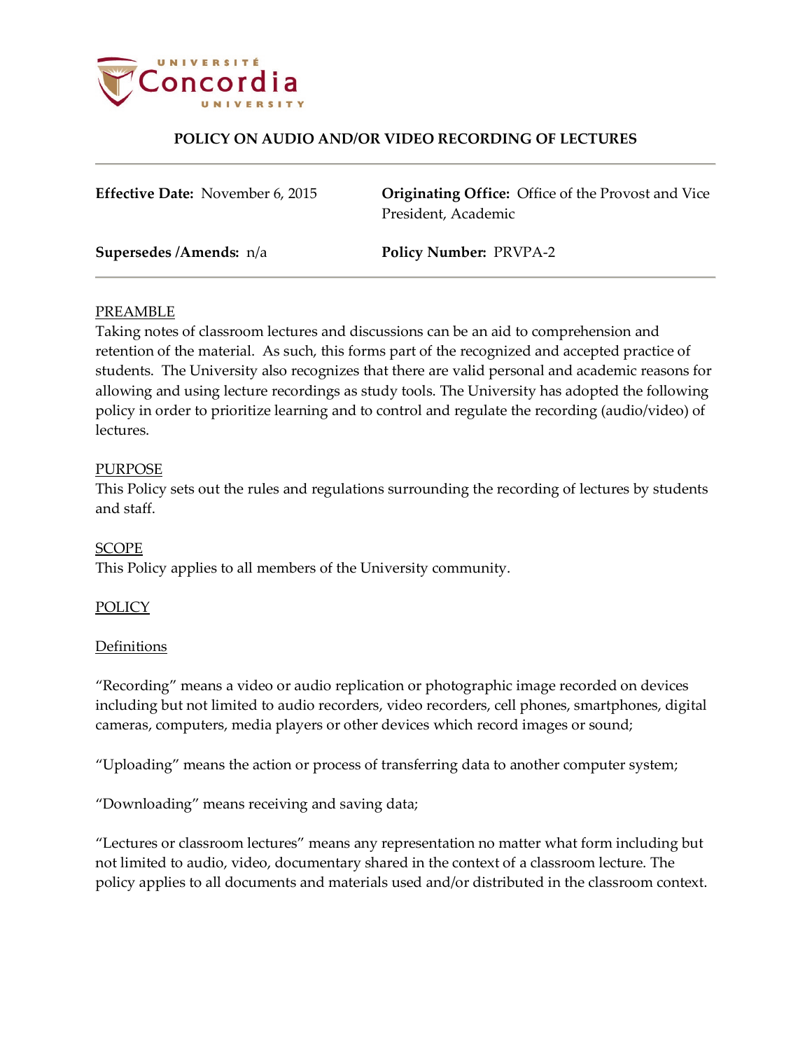# POLICY ON AUDIO AND/OR VIDEO RECORDING OF LECTURES

**Effective Date:** November 6, 2015

**Originating Office:** Office of the Provost and Vice President, Academic

**Supersedes /Amends:** n/a

**Policy Number:** PRVPA-2

## PREAMBLE

Taking notes of classroom lectures and discussions can be an aid to comprehension and retention of the material. As such, this forms part of the recognized and accepted practice of students. The University also recognizes that there are valid personal and academic reasons for allowing and using lecture recordings as study tools. The University has adopted the following policy in order to prioritize learning and to control and regulate the recording (audio/video) of lectures.

## PURPOSE

This Policy sets out the rules and regulations surrounding the recording of lectures by students and staff.

## SCOPE

This Policy applies to all members of the University community.

## POLICY

### Definitions

"Recording" means a video or audio replication or photographic image recorded on devices including but not limited to audio recorders, video recorders, cell phones, smartphones, digital cameras, computers, media players or other devices which record images or sound;

"Uploading" means the action or process of transferring data to another computer system;

"Downloading" means receiving and saving data;

"Lectures or classroom lectures" means any representation no matter what form including but not limited to audio, video, documentary shared in the context of a classroom lecture. The policy applies to all documents and materials used and/or distributed in the classroom context.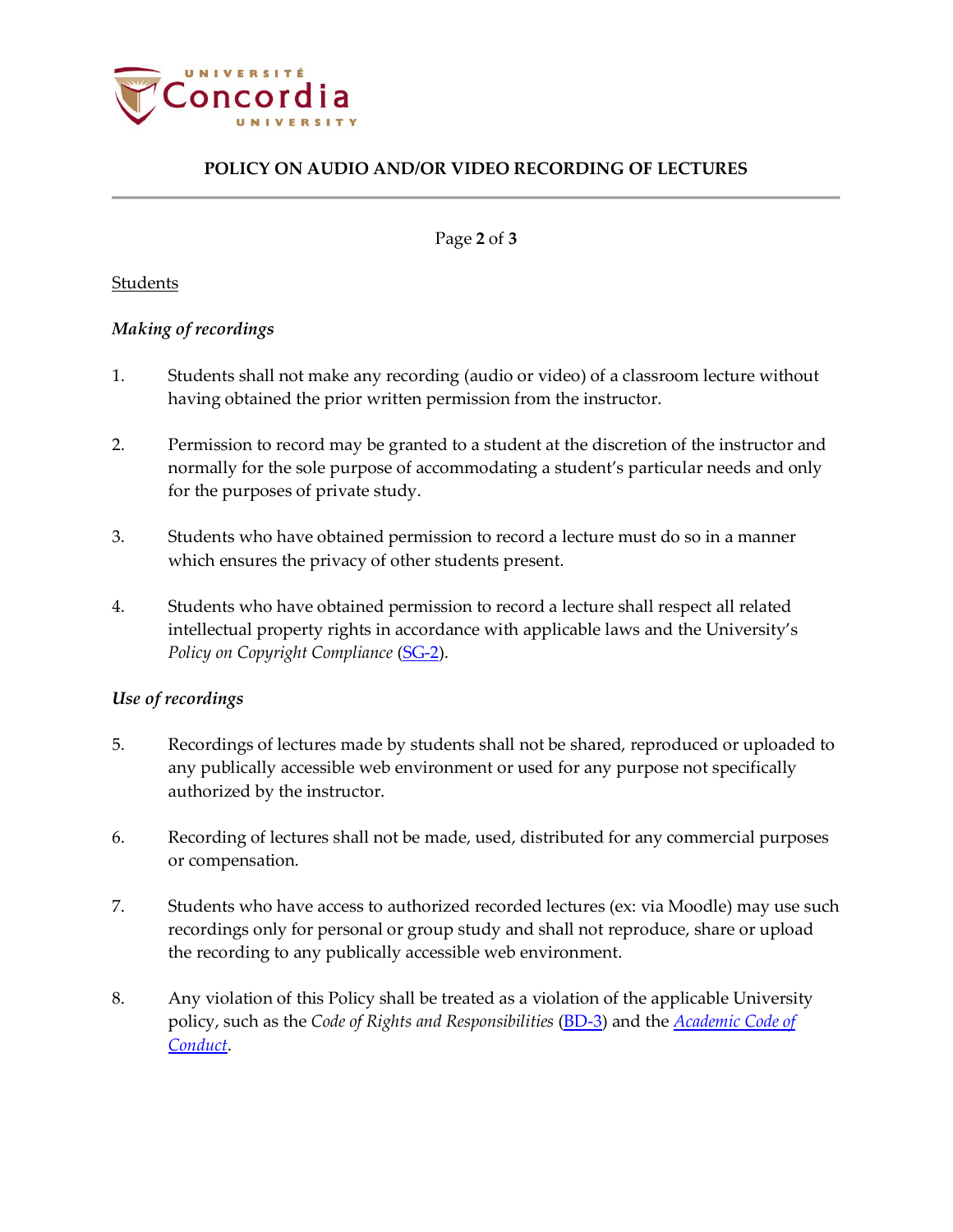Students

*Making of recordings*

1. Students shall not make any recording (audio or video) of a classroom lecture without having obtained the prior written permission from the instructor.

2. Permission to record may be granted to a student at the discretion of the instructor and normally for the sole purpose of accommodating a student's particular needs and only for the purposes of private study.

3. Students who have obtained permission to record a lecture must do so in a manner which ensures the privacy of other students present.

4. Students who have obtained permission to record a lecture shall respect all related intellectual property rights in accordance with applicable laws and the University's *Policy on Copyright Compliance* (SG-2).

*Use of recordings*

5. Recordings of lectures made by students shall not be shared, reproduced or uploaded to any publically accessible web environment or used for any purpose not specifically authorized by the instructor.

6. Recording of lectures shall not be made, used, distributed for any commercial purposes or compensation.

7. Students who have access to authorized recorded lectures (ex: via Moodle) may use such recordings only for personal or group study and shall not reproduce, share or upload the recording to any publically accessible web environment.

8. Any violation of this Policy shall be treated as a violation of the applicable University policy, such as the *Code of Rights and Responsibilities* (BD-3) and the *Academic Code of Conduct*.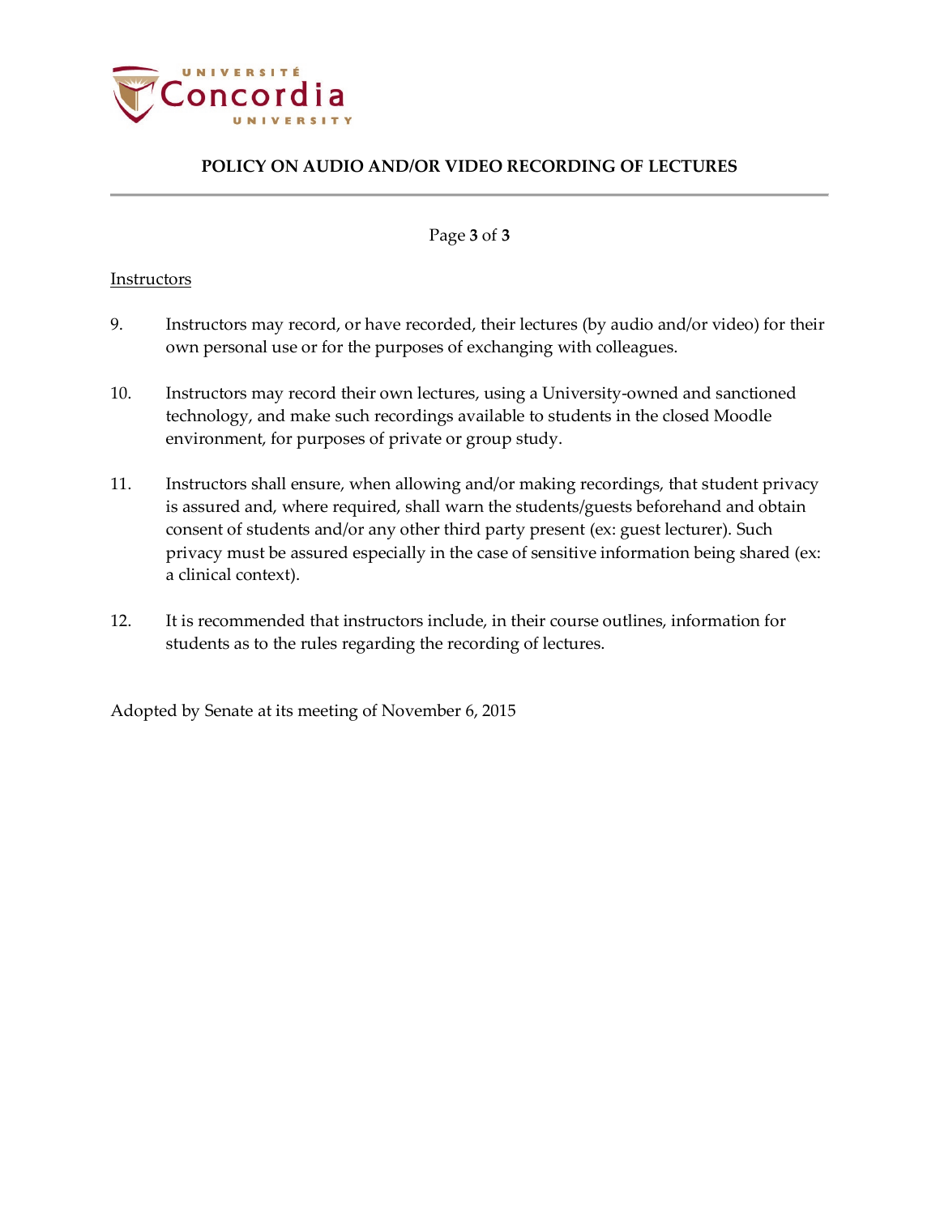Instructors

9. Instructors may record, or have recorded, their lectures (by audio and/or video) for their own personal use or for the purposes of exchanging with colleagues.

10. Instructors may record their own lectures, using a University-owned and sanctioned technology, and make such recordings available to students in the closed Moodle environment, for purposes of private or group study.

11. Instructors shall ensure, when allowing and/or making recordings, that student privacy is assured and, where required, shall warn the students/guests beforehand and obtain consent of students and/or any other third party present (ex: guest lecturer). Such privacy must be assured especially in the case of sensitive information being shared (ex: a clinical context).

12. It is recommended that instructors include, in their course outlines, information for students as to the rules regarding the recording of lectures.

Adopted by Senate at its meeting of November 6, 2015